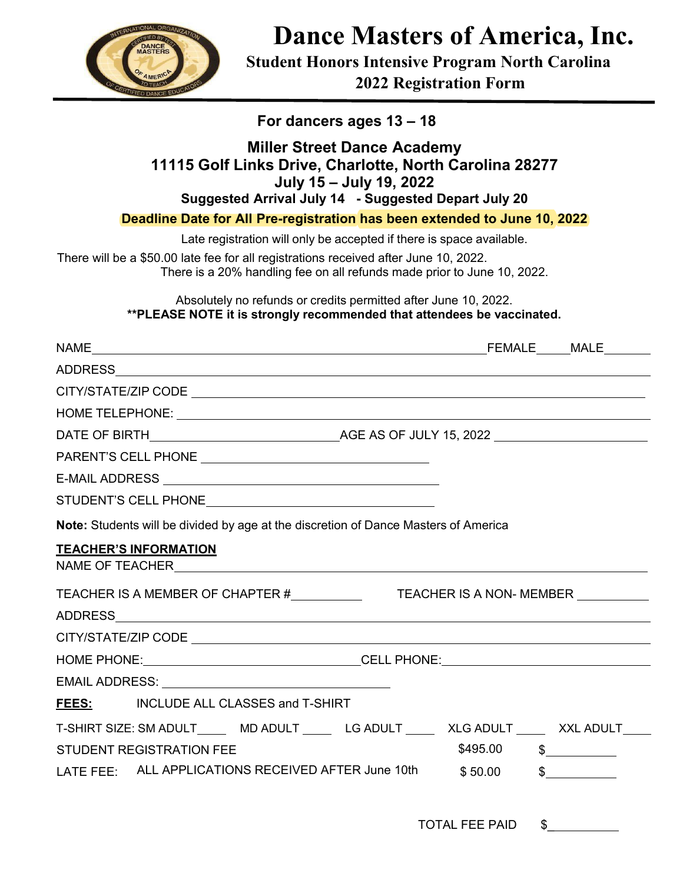# Dance Masters of America, Inc.

## Student Honors Intensive Program North Carolina
## 2022 Registration Form

**For dancers ages 13 – 18**

**Miller Street Dance Academy**
**11115 Golf Links Drive, Charlotte, North Carolina 28277**
**July 15 – July 19, 2022**
**Suggested Arrival July 14 - Suggested Depart July 20**

**Deadline Date for All Pre-registration has been extended to June 10, 2022**

Late registration will only be accepted if there is space available.

There will be a $50.00 late fee for all registrations received after June 10, 2022.
There is a 20% handling fee on all refunds made prior to June 10, 2022.

Absolutely no refunds or credits permitted after June 10, 2022.
**PLEASE NOTE it is strongly recommended that attendees be vaccinated.**

NAME_______________________________ FEMALE_____ MALE_______

ADDRESS_______________________________

CITY/STATE/ZIP CODE _______________________________

HOME TELEPHONE: _______________________________

DATE OF BIRTH___________________ AGE AS OF JULY 15, 2022 ___________________

PARENT'S CELL PHONE ___________________

E-MAIL ADDRESS ___________________

STUDENT'S CELL PHONE___________________

**Note:** Students will be divided by age at the discretion of Dance Masters of America

**TEACHER'S INFORMATION**

NAME OF TEACHER_______________________________

TEACHER IS A MEMBER OF CHAPTER #__________ TEACHER IS A NON- MEMBER __________

ADDRESS_______________________________

CITY/STATE/ZIP CODE _______________________________

HOME PHONE:___________________ CELL PHONE:___________________

EMAIL ADDRESS: ___________________

**FEES:** INCLUDE ALL CLASSES and T-SHIRT

T-SHIRT SIZE: SM ADULT____ MD ADULT ____ LG ADULT ____ XLG ADULT ____ XXL ADULT____

| | | |
|---|---|---|
| STUDENT REGISTRATION FEE | $495.00 | $__________ |
| LATE FEE: ALL APPLICATIONS RECEIVED AFTER June 10th | $ 50.00 | $__________ |

TOTAL FEE PAID $__________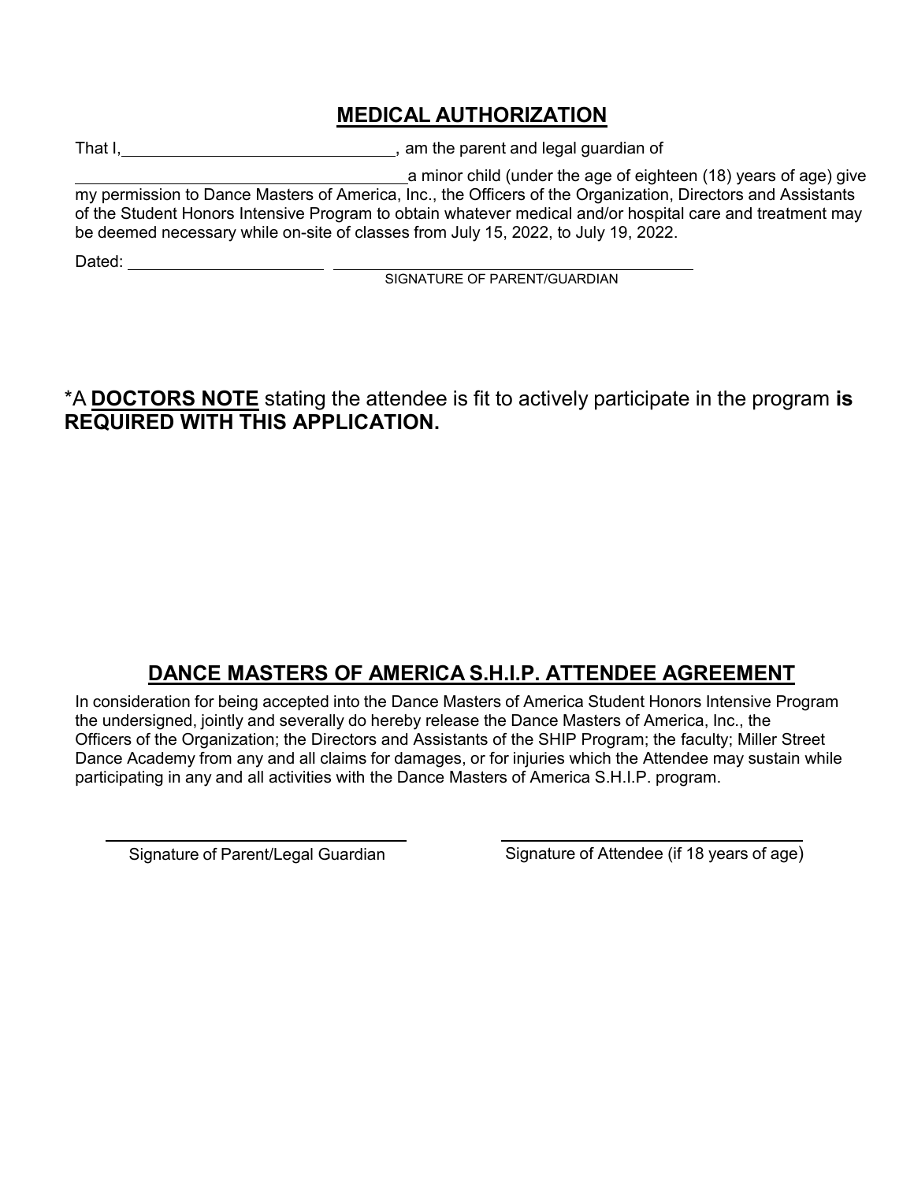## MEDICAL AUTHORIZATION

That I,______________________________, am the parent and legal guardian of

______________________________a minor child (under the age of eighteen (18) years of age) give my permission to Dance Masters of America, Inc., the Officers of the Organization, Directors and Assistants of the Student Honors Intensive Program to obtain whatever medical and/or hospital care and treatment may be deemed necessary while on-site of classes from July 15, 2022, to July 19, 2022.

Dated: ____________________ ________________________________________

SIGNATURE OF PARENT/GUARDIAN

*A **DOCTORS NOTE** stating the attendee is fit to actively participate in the program **is REQUIRED WITH THIS APPLICATION.**

## DANCE MASTERS OF AMERICA S.H.I.P. ATTENDEE AGREEMENT

In consideration for being accepted into the Dance Masters of America Student Honors Intensive Program the undersigned, jointly and severally do hereby release the Dance Masters of America, Inc., the Officers of the Organization; the Directors and Assistants of the SHIP Program; the faculty; Miller Street Dance Academy from any and all claims for damages, or for injuries which the Attendee may sustain while participating in any and all activities with the Dance Masters of America S.H.I.P. program.

________________________________ ________________________________

Signature of Parent/Legal Guardian Signature of Attendee (if 18 years of age)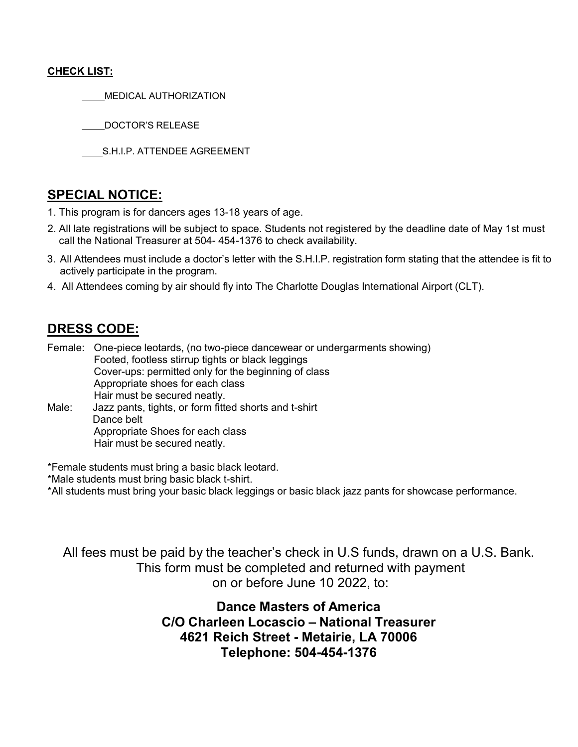**CHECK LIST:**

____MEDICAL AUTHORIZATION

____DOCTOR'S RELEASE

____S.H.I.P. ATTENDEE AGREEMENT

## SPECIAL NOTICE:

1. This program is for dancers ages 13-18 years of age.
2. All late registrations will be subject to space. Students not registered by the deadline date of May 1st must call the National Treasurer at 504- 454-1376 to check availability.
3. All Attendees must include a doctor's letter with the S.H.I.P. registration form stating that the attendee is fit to actively participate in the program.
4. All Attendees coming by air should fly into The Charlotte Douglas International Airport (CLT).

## DRESS CODE:

Female: One-piece leotards, (no two-piece dancewear or undergarments showing)
Footed, footless stirrup tights or black leggings
Cover-ups: permitted only for the beginning of class
Appropriate shoes for each class
Hair must be secured neatly.

Male: Jazz pants, tights, or form fitted shorts and t-shirt
Dance belt
Appropriate Shoes for each class
Hair must be secured neatly.

*Female students must bring a basic black leotard.
*Male students must bring basic black t-shirt.
*All students must bring your basic black leggings or basic black jazz pants for showcase performance.

All fees must be paid by the teacher's check in U.S funds, drawn on a U.S. Bank.
This form must be completed and returned with payment
on or before June 10 2022, to:

**Dance Masters of America**
**C/O Charleen Locascio – National Treasurer**
**4621 Reich Street - Metairie, LA 70006**
**Telephone: 504-454-1376**